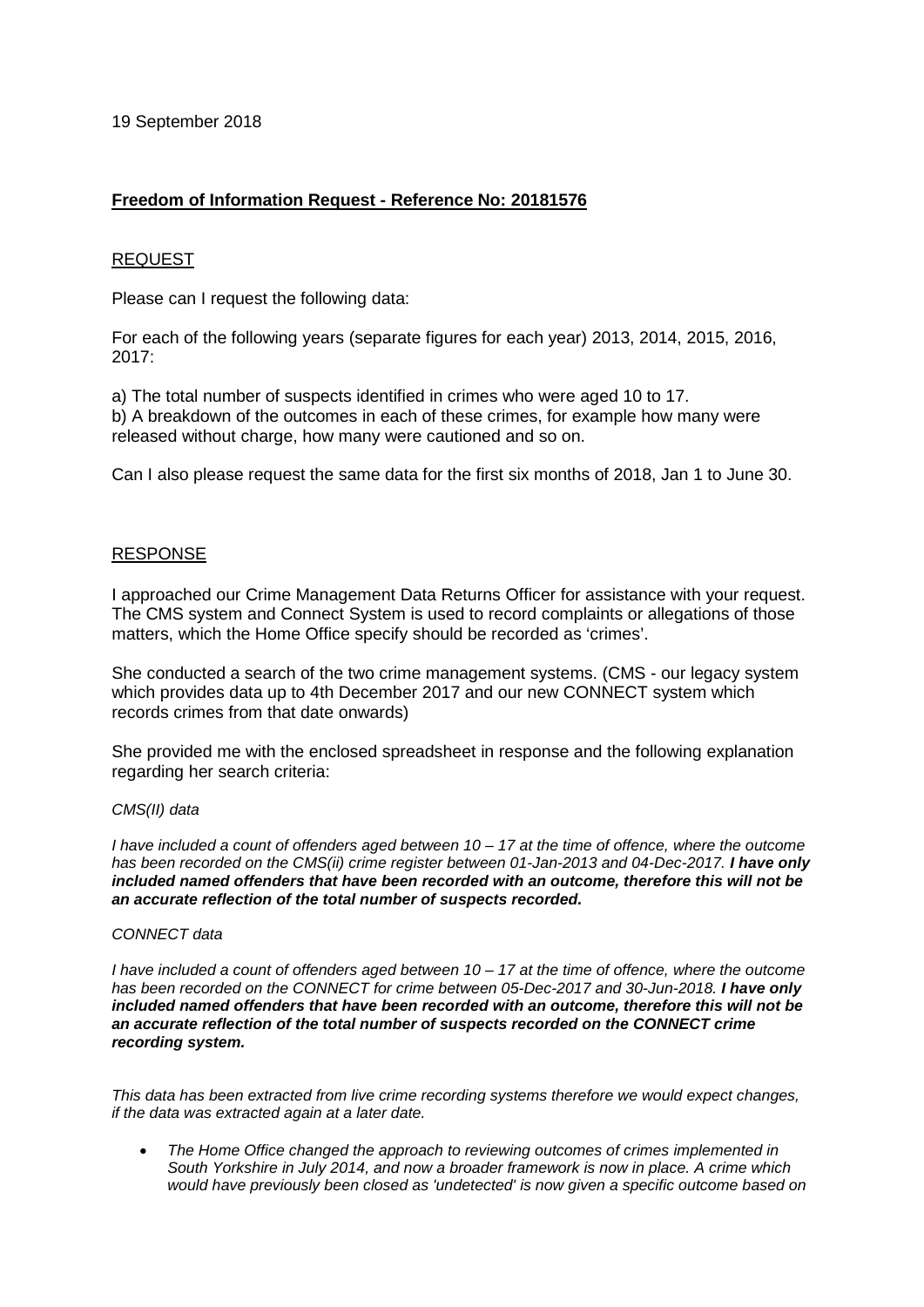19 September 2018

**Freedom of Information Request - Reference No: 20181576**

REQUEST

Please can I request the following data:

For each of the following years (separate figures for each year) 2013, 2014, 2015, 2016, 2017:

a) The total number of suspects identified in crimes who were aged 10 to 17.
b) A breakdown of the outcomes in each of these crimes, for example how many were released without charge, how many were cautioned and so on.

Can I also please request the same data for the first six months of 2018, Jan 1 to June 30.

RESPONSE

I approached our Crime Management Data Returns Officer for assistance with your request. The CMS system and Connect System is used to record complaints or allegations of those matters, which the Home Office specify should be recorded as 'crimes'.

She conducted a search of the two crime management systems. (CMS - our legacy system which provides data up to 4th December 2017 and our new CONNECT system which records crimes from that date onwards)

She provided me with the enclosed spreadsheet in response and the following explanation regarding her search criteria:

*CMS(II) data*

*I have included a count of offenders aged between 10 – 17 at the time of offence, where the outcome has been recorded on the CMS(ii) crime register between 01-Jan-2013 and 04-Dec-2017.* ***I have only included named offenders that have been recorded with an outcome, therefore this will not be an accurate reflection of the total number of suspects recorded.***

*CONNECT data*

*I have included a count of offenders aged between 10 – 17 at the time of offence, where the outcome has been recorded on the CONNECT for crime between 05-Dec-2017 and 30-Jun-2018.* ***I have only included named offenders that have been recorded with an outcome, therefore this will not be an accurate reflection of the total number of suspects recorded on the CONNECT crime recording system.***

*This data has been extracted from live crime recording systems therefore we would expect changes, if the data was extracted again at a later date.*

- *The Home Office changed the approach to reviewing outcomes of crimes implemented in South Yorkshire in July 2014, and now a broader framework is now in place. A crime which would have previously been closed as 'undetected' is now given a specific outcome based on*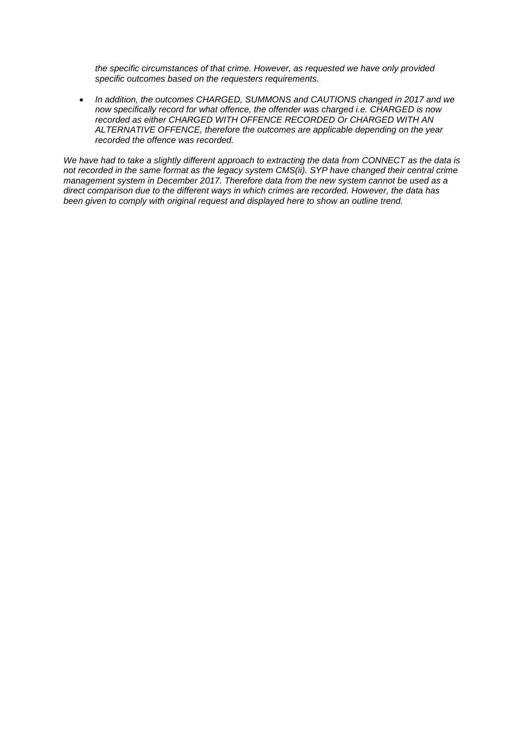*the specific circumstances of that crime. However, as requested we have only provided specific outcomes based on the requesters requirements.*

- *In addition, the outcomes CHARGED, SUMMONS and CAUTIONS changed in 2017 and we now specifically record for what offence, the offender was charged i.e. CHARGED is now recorded as either CHARGED WITH OFFENCE RECORDED Or CHARGED WITH AN ALTERNATIVE OFFENCE, therefore the outcomes are applicable depending on the year recorded the offence was recorded.*

*We have had to take a slightly different approach to extracting the data from CONNECT as the data is not recorded in the same format as the legacy system CMS(ii). SYP have changed their central crime management system in December 2017. Therefore data from the new system cannot be used as a direct comparison due to the different ways in which crimes are recorded. However, the data has been given to comply with original request and displayed here to show an outline trend.*